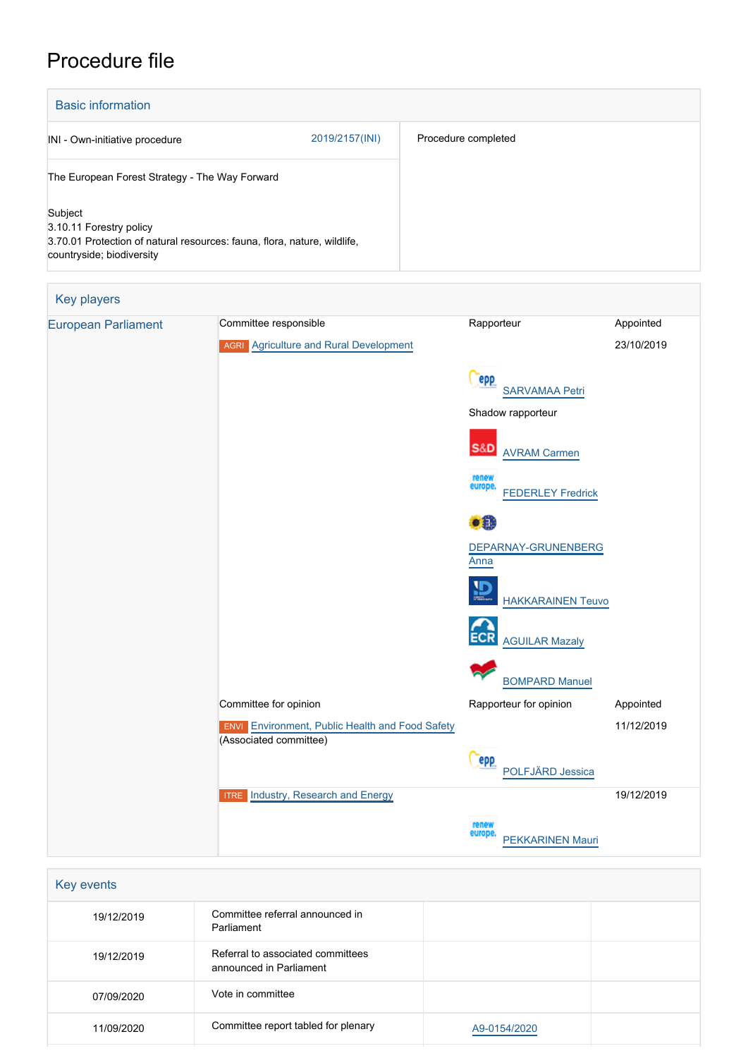# Procedure file

## Basic information

| | |
|---|---|
| INI - Own-initiative procedure 2019/2157(INI) | Procedure completed |
| The European Forest Strategy - The Way Forward | |
| Subject<br>3.10.11 Forestry policy<br>3.70.01 Protection of natural resources: fauna, flora, nature, wildlife, countryside; biodiversity | |

## Key players

| | | | |
|---|---|---|---|
| European Parliament | Committee responsible | Rapporteur | Appointed |
| | AGRI Agriculture and Rural Development | | 23/10/2019 |
| | | SARVAMAA Petri | |
| | | Shadow rapporteur | |
| | | AVRAM Carmen | |
| | | FEDERLEY Fredrick | |
| | | DEPARNAY-GRUNENBERG Anna | |
| | | HAKKARAINEN Teuvo | |
| | | AGUILAR Mazaly | |
| | | BOMPARD Manuel | |
| | Committee for opinion | Rapporteur for opinion | Appointed |
| | ENVI Environment, Public Health and Food Safety (Associated committee) | | 11/12/2019 |
| | | POLFJÄRD Jessica | |
| | ITRE Industry, Research and Energy | | 19/12/2019 |
| | | PEKKARINEN Mauri | |

## Key events

| | | | |
|---|---|---|---|
| 19/12/2019 | Committee referral announced in Parliament | | |
| 19/12/2019 | Referral to associated committees announced in Parliament | | |
| 07/09/2020 | Vote in committee | | |
| 11/09/2020 | Committee report tabled for plenary | A9-0154/2020 | |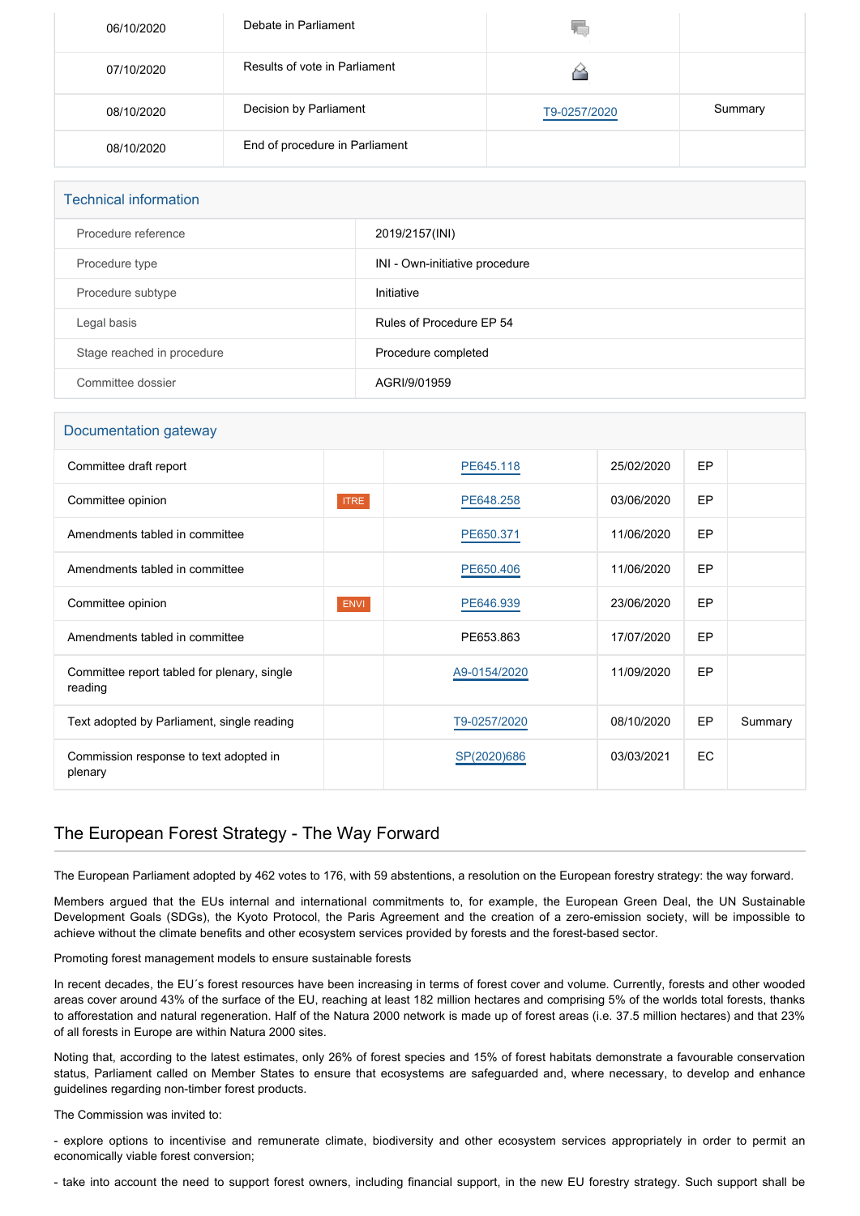| | | | |
|---|---|---|---|
| 06/10/2020 | Debate in Parliament | | |
| 07/10/2020 | Results of vote in Parliament | | |
| 08/10/2020 | Decision by Parliament | T9-0257/2020 | Summary |
| 08/10/2020 | End of procedure in Parliament | | |

## Technical information

| | |
|---|---|
| Procedure reference | 2019/2157(INI) |
| Procedure type | INI - Own-initiative procedure |
| Procedure subtype | Initiative |
| Legal basis | Rules of Procedure EP 54 |
| Stage reached in procedure | Procedure completed |
| Committee dossier | AGRI/9/01959 |

## Documentation gateway

| | | | | | |
|---|---|---|---|---|---|
| Committee draft report | | PE645.118 | 25/02/2020 | EP | |
| Committee opinion | ITRE | PE648.258 | 03/06/2020 | EP | |
| Amendments tabled in committee | | PE650.371 | 11/06/2020 | EP | |
| Amendments tabled in committee | | PE650.406 | 11/06/2020 | EP | |
| Committee opinion | ENVI | PE646.939 | 23/06/2020 | EP | |
| Amendments tabled in committee | | PE653.863 | 17/07/2020 | EP | |
| Committee report tabled for plenary, single reading | | A9-0154/2020 | 11/09/2020 | EP | |
| Text adopted by Parliament, single reading | | T9-0257/2020 | 08/10/2020 | EP | Summary |
| Commission response to text adopted in plenary | | SP(2020)686 | 03/03/2021 | EC | |

## The European Forest Strategy - The Way Forward

The European Parliament adopted by 462 votes to 176, with 59 abstentions, a resolution on the European forestry strategy: the way forward.

Members argued that the EUs internal and international commitments to, for example, the European Green Deal, the UN Sustainable Development Goals (SDGs), the Kyoto Protocol, the Paris Agreement and the creation of a zero-emission society, will be impossible to achieve without the climate benefits and other ecosystem services provided by forests and the forest-based sector.

Promoting forest management models to ensure sustainable forests

In recent decades, the EU´s forest resources have been increasing in terms of forest cover and volume. Currently, forests and other wooded areas cover around 43% of the surface of the EU, reaching at least 182 million hectares and comprising 5% of the worlds total forests, thanks to afforestation and natural regeneration. Half of the Natura 2000 network is made up of forest areas (i.e. 37.5 million hectares) and that 23% of all forests in Europe are within Natura 2000 sites.

Noting that, according to the latest estimates, only 26% of forest species and 15% of forest habitats demonstrate a favourable conservation status, Parliament called on Member States to ensure that ecosystems are safeguarded and, where necessary, to develop and enhance guidelines regarding non-timber forest products.

The Commission was invited to:

- explore options to incentivise and remunerate climate, biodiversity and other ecosystem services appropriately in order to permit an economically viable forest conversion;

- take into account the need to support forest owners, including financial support, in the new EU forestry strategy. Such support shall be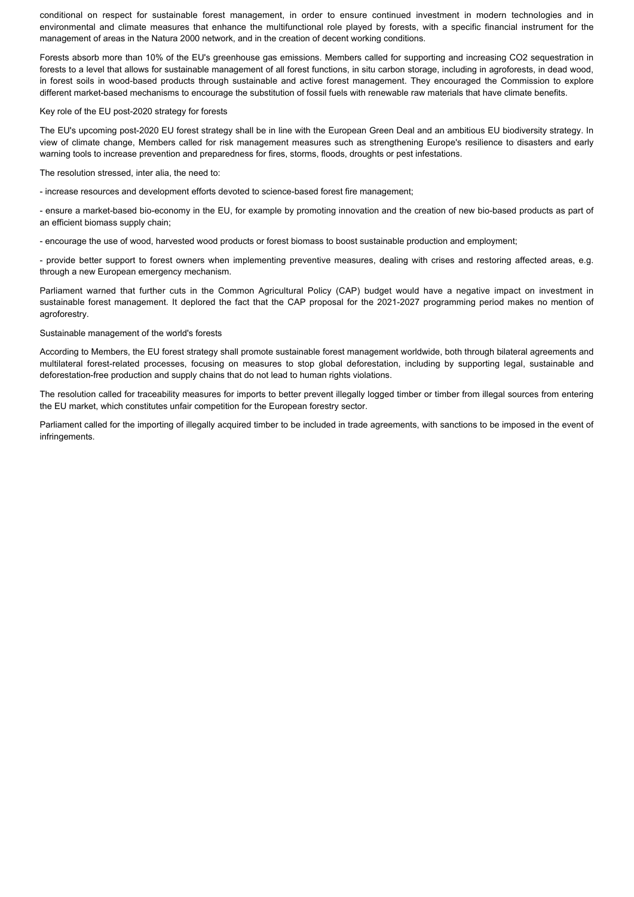conditional on respect for sustainable forest management, in order to ensure continued investment in modern technologies and in environmental and climate measures that enhance the multifunctional role played by forests, with a specific financial instrument for the management of areas in the Natura 2000 network, and in the creation of decent working conditions.

Forests absorb more than 10% of the EU's greenhouse gas emissions. Members called for supporting and increasing $CO_2$ sequestration in forests to a level that allows for sustainable management of all forest functions, in situ carbon storage, including in agroforests, in dead wood, in forest soils in wood-based products through sustainable and active forest management. They encouraged the Commission to explore different market-based mechanisms to encourage the substitution of fossil fuels with renewable raw materials that have climate benefits.

Key role of the EU post-2020 strategy for forests

The EU's upcoming post-2020 EU forest strategy shall be in line with the European Green Deal and an ambitious EU biodiversity strategy. In view of climate change, Members called for risk management measures such as strengthening Europe's resilience to disasters and early warning tools to increase prevention and preparedness for fires, storms, floods, droughts or pest infestations.

The resolution stressed, inter alia, the need to:

- increase resources and development efforts devoted to science-based forest fire management;
- ensure a market-based bio-economy in the EU, for example by promoting innovation and the creation of new bio-based products as part of an efficient biomass supply chain;
- encourage the use of wood, harvested wood products or forest biomass to boost sustainable production and employment;
- provide better support to forest owners when implementing preventive measures, dealing with crises and restoring affected areas, e.g. through a new European emergency mechanism.

Parliament warned that further cuts in the Common Agricultural Policy (CAP) budget would have a negative impact on investment in sustainable forest management. It deplored the fact that the CAP proposal for the 2021-2027 programming period makes no mention of agroforestry.

Sustainable management of the world's forests

According to Members, the EU forest strategy shall promote sustainable forest management worldwide, both through bilateral agreements and multilateral forest-related processes, focusing on measures to stop global deforestation, including by supporting legal, sustainable and deforestation-free production and supply chains that do not lead to human rights violations.

The resolution called for traceability measures for imports to better prevent illegally logged timber or timber from illegal sources from entering the EU market, which constitutes unfair competition for the European forestry sector.

Parliament called for the importing of illegally acquired timber to be included in trade agreements, with sanctions to be imposed in the event of infringements.